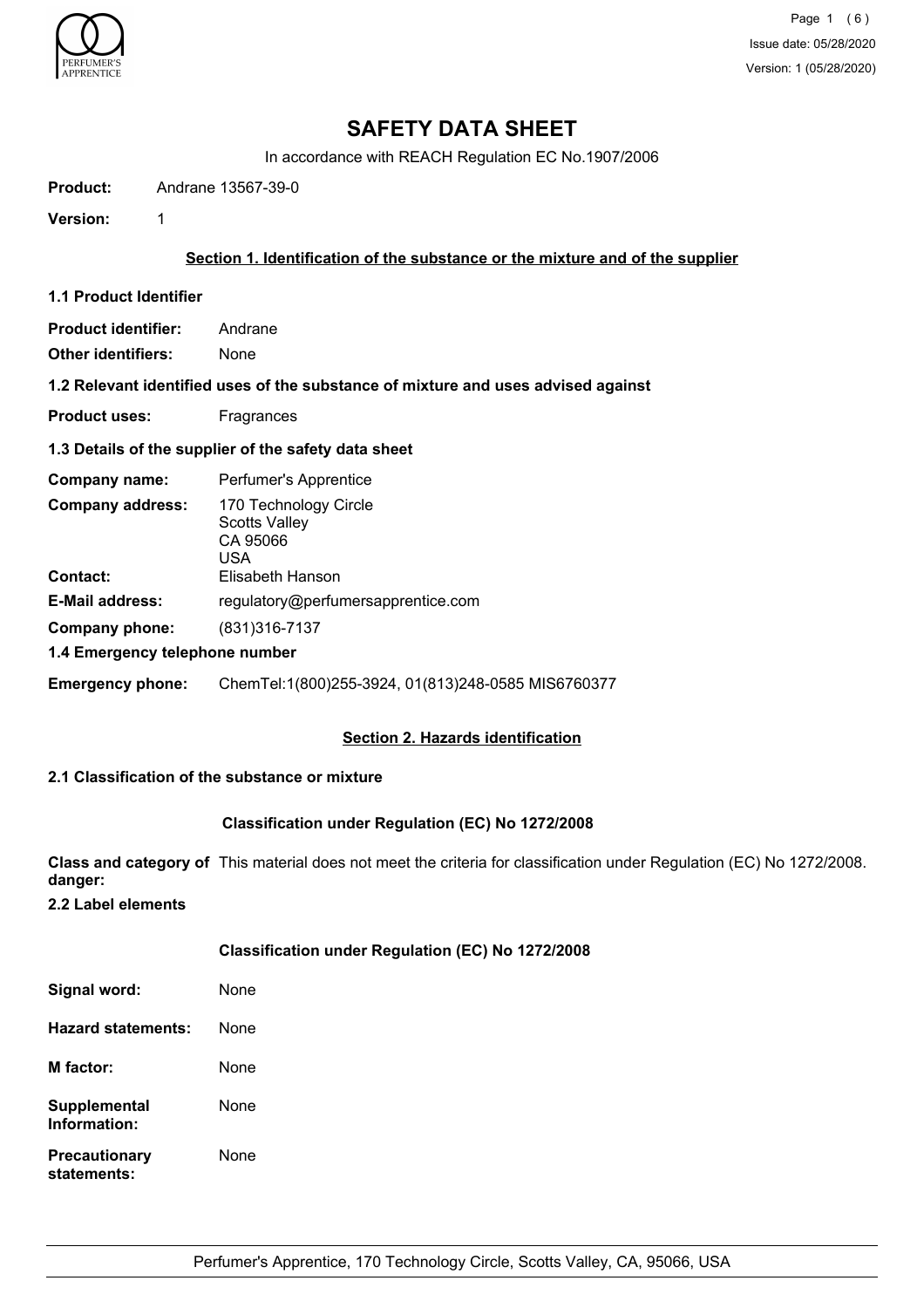# SAFETY DATA SHEET

In accordance with REACH Regulation EC No.1907/2006

**Product:** Andrane 13567-39-0

**Version:** 1

## Section 1. Identification of the substance or the mixture and of the supplier

### 1.1 Product Identifier

**Product identifier:** Andrane

**Other identifiers:** None

### 1.2 Relevant identified uses of the substance of mixture and uses advised against

**Product uses:** Fragrances

### 1.3 Details of the supplier of the safety data sheet

**Company name:** Perfumer's Apprentice

**Company address:** 170 Technology Circle
Scotts Valley
CA 95066
USA

**Contact:** Elisabeth Hanson

**E-Mail address:** regulatory@perfumersapprentice.com

**Company phone:** (831)316-7137

### 1.4 Emergency telephone number

**Emergency phone:** ChemTel:1(800)255-3924, 01(813)248-0585 MIS6760377

## Section 2. Hazards identification

### 2.1 Classification of the substance or mixture

**Classification under Regulation (EC) No 1272/2008**

**Class and category of danger:** This material does not meet the criteria for classification under Regulation (EC) No 1272/2008.

### 2.2 Label elements

**Classification under Regulation (EC) No 1272/2008**

**Signal word:** None

**Hazard statements:** None

**M factor:** None

**Supplemental Information:** None

**Precautionary statements:** None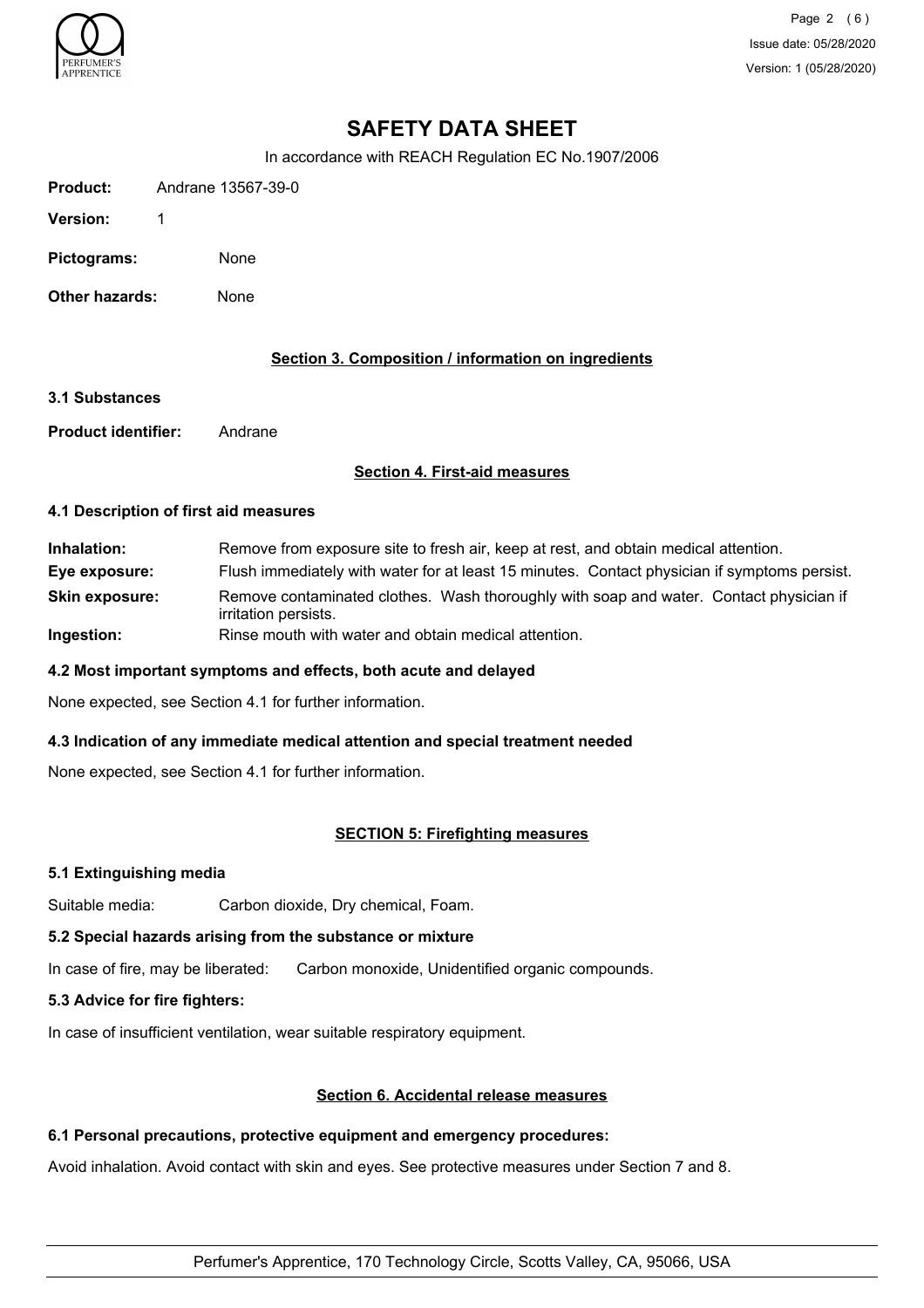# SAFETY DATA SHEET

In accordance with REACH Regulation EC No.1907/2006

**Product:** Andrane 13567-39-0

**Version:** 1

**Pictograms:** None

**Other hazards:** None

## Section 3. Composition / information on ingredients

### 3.1 Substances

**Product identifier:** Andrane

## Section 4. First-aid measures

### 4.1 Description of first aid measures

**Inhalation:** Remove from exposure site to fresh air, keep at rest, and obtain medical attention.

**Eye exposure:** Flush immediately with water for at least 15 minutes. Contact physician if symptoms persist.

**Skin exposure:** Remove contaminated clothes. Wash thoroughly with soap and water. Contact physician if irritation persists.

**Ingestion:** Rinse mouth with water and obtain medical attention.

### 4.2 Most important symptoms and effects, both acute and delayed

None expected, see Section 4.1 for further information.

### 4.3 Indication of any immediate medical attention and special treatment needed

None expected, see Section 4.1 for further information.

## SECTION 5: Firefighting measures

### 5.1 Extinguishing media

Suitable media: Carbon dioxide, Dry chemical, Foam.

### 5.2 Special hazards arising from the substance or mixture

In case of fire, may be liberated: Carbon monoxide, Unidentified organic compounds.

### 5.3 Advice for fire fighters:

In case of insufficient ventilation, wear suitable respiratory equipment.

## Section 6. Accidental release measures

### 6.1 Personal precautions, protective equipment and emergency procedures:

Avoid inhalation. Avoid contact with skin and eyes. See protective measures under Section 7 and 8.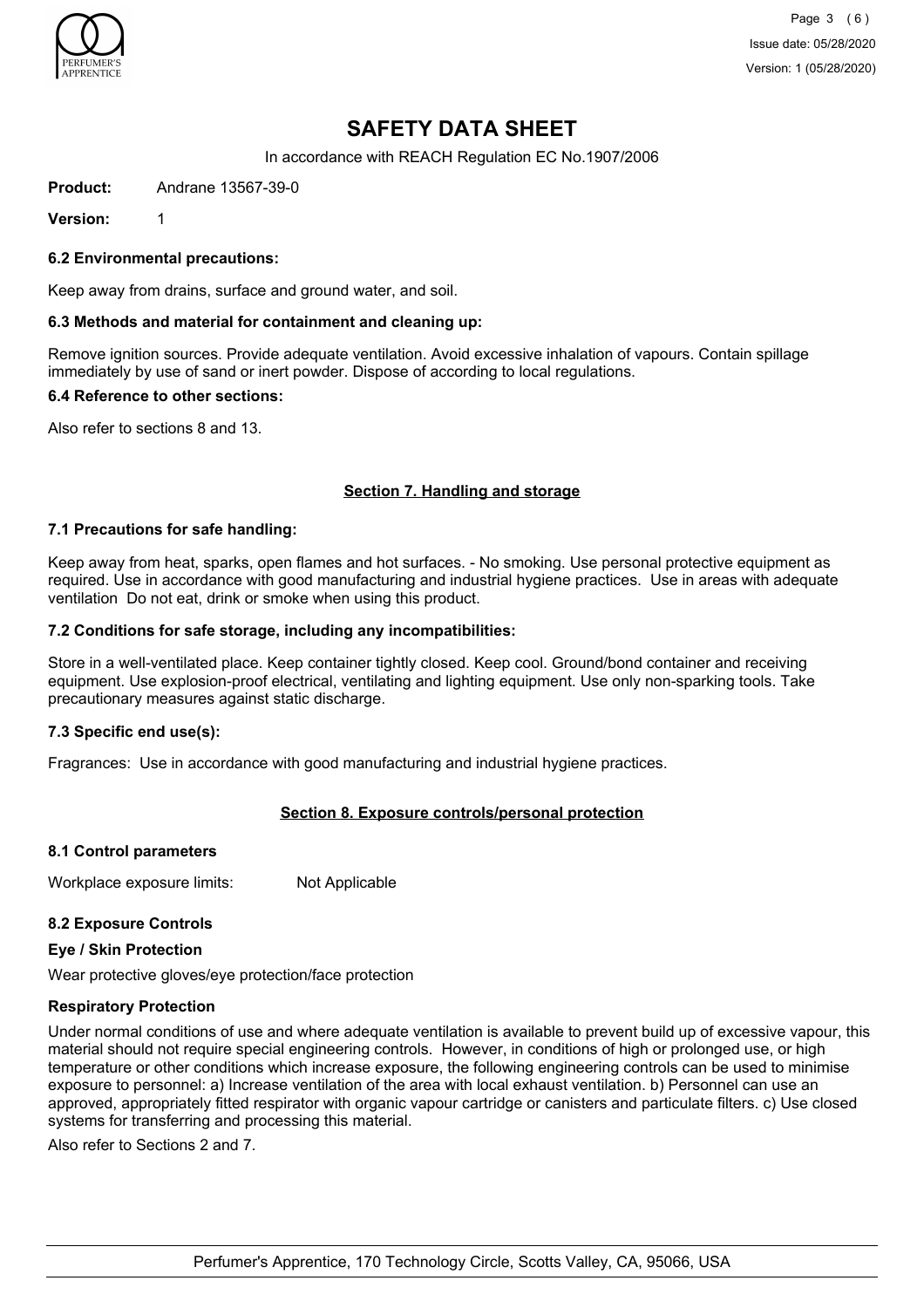# SAFETY DATA SHEET

In accordance with REACH Regulation EC No.1907/2006

**Product:** Andrane 13567-39-0

**Version:** 1

### 6.2 Environmental precautions:

Keep away from drains, surface and ground water, and soil.

### 6.3 Methods and material for containment and cleaning up:

Remove ignition sources. Provide adequate ventilation. Avoid excessive inhalation of vapours. Contain spillage immediately by use of sand or inert powder. Dispose of according to local regulations.

### 6.4 Reference to other sections:

Also refer to sections 8 and 13.

## Section 7. Handling and storage

### 7.1 Precautions for safe handling:

Keep away from heat, sparks, open flames and hot surfaces. - No smoking. Use personal protective equipment as required. Use in accordance with good manufacturing and industrial hygiene practices. Use in areas with adequate ventilation Do not eat, drink or smoke when using this product.

### 7.2 Conditions for safe storage, including any incompatibilities:

Store in a well-ventilated place. Keep container tightly closed. Keep cool. Ground/bond container and receiving equipment. Use explosion-proof electrical, ventilating and lighting equipment. Use only non-sparking tools. Take precautionary measures against static discharge.

### 7.3 Specific end use(s):

Fragrances: Use in accordance with good manufacturing and industrial hygiene practices.

## Section 8. Exposure controls/personal protection

### 8.1 Control parameters

Workplace exposure limits: Not Applicable

### 8.2 Exposure Controls

**Eye / Skin Protection**

Wear protective gloves/eye protection/face protection

**Respiratory Protection**

Under normal conditions of use and where adequate ventilation is available to prevent build up of excessive vapour, this material should not require special engineering controls. However, in conditions of high or prolonged use, or high temperature or other conditions which increase exposure, the following engineering controls can be used to minimise exposure to personnel: a) Increase ventilation of the area with local exhaust ventilation. b) Personnel can use an approved, appropriately fitted respirator with organic vapour cartridge or canisters and particulate filters. c) Use closed systems for transferring and processing this material.

Also refer to Sections 2 and 7.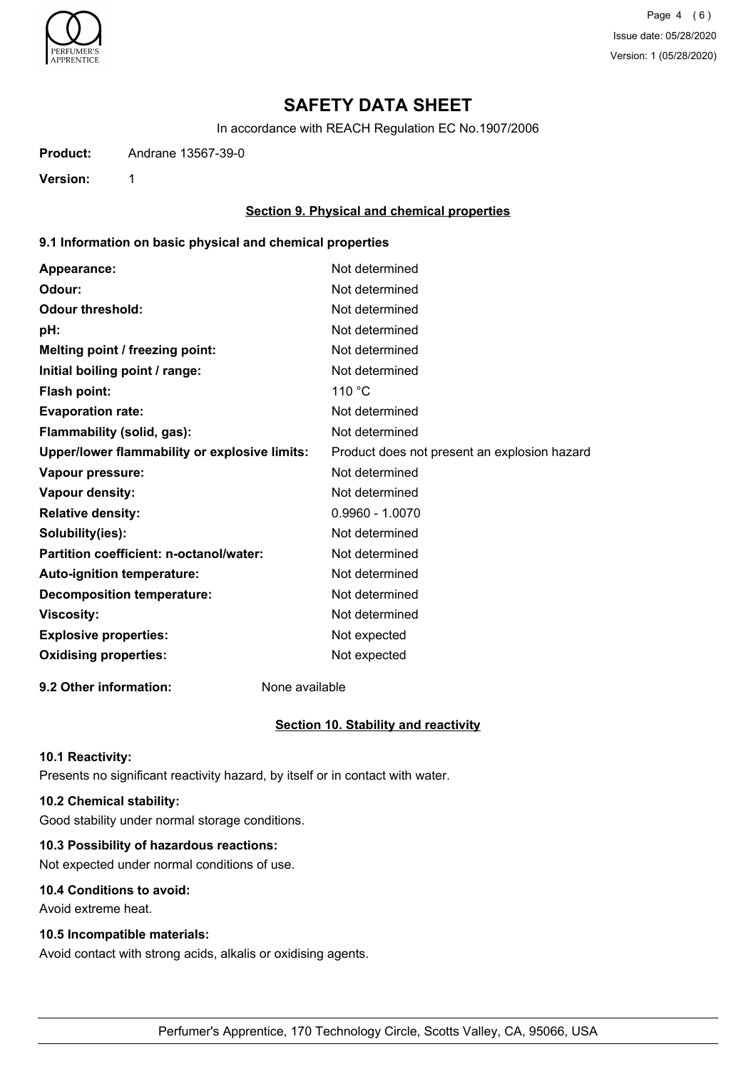# SAFETY DATA SHEET

In accordance with REACH Regulation EC No.1907/2006

**Product:** Andrane 13567-39-0

**Version:** 1

## Section 9. Physical and chemical properties

### 9.1 Information on basic physical and chemical properties

| | |
|---|---|
| **Appearance:** | Not determined |
| **Odour:** | Not determined |
| **Odour threshold:** | Not determined |
| **pH:** | Not determined |
| **Melting point / freezing point:** | Not determined |
| **Initial boiling point / range:** | Not determined |
| **Flash point:** | 110 °C |
| **Evaporation rate:** | Not determined |
| **Flammability (solid, gas):** | Not determined |
| **Upper/lower flammability or explosive limits:** | Product does not present an explosion hazard |
| **Vapour pressure:** | Not determined |
| **Vapour density:** | Not determined |
| **Relative density:** | 0.9960 - 1.0070 |
| **Solubility(ies):** | Not determined |
| **Partition coefficient: n-octanol/water:** | Not determined |
| **Auto-ignition temperature:** | Not determined |
| **Decomposition temperature:** | Not determined |
| **Viscosity:** | Not determined |
| **Explosive properties:** | Not expected |
| **Oxidising properties:** | Not expected |

**9.2 Other information:** None available

## Section 10. Stability and reactivity

**10.1 Reactivity:**

Presents no significant reactivity hazard, by itself or in contact with water.

**10.2 Chemical stability:**

Good stability under normal storage conditions.

**10.3 Possibility of hazardous reactions:**

Not expected under normal conditions of use.

**10.4 Conditions to avoid:**

Avoid extreme heat.

**10.5 Incompatible materials:**

Avoid contact with strong acids, alkalis or oxidising agents.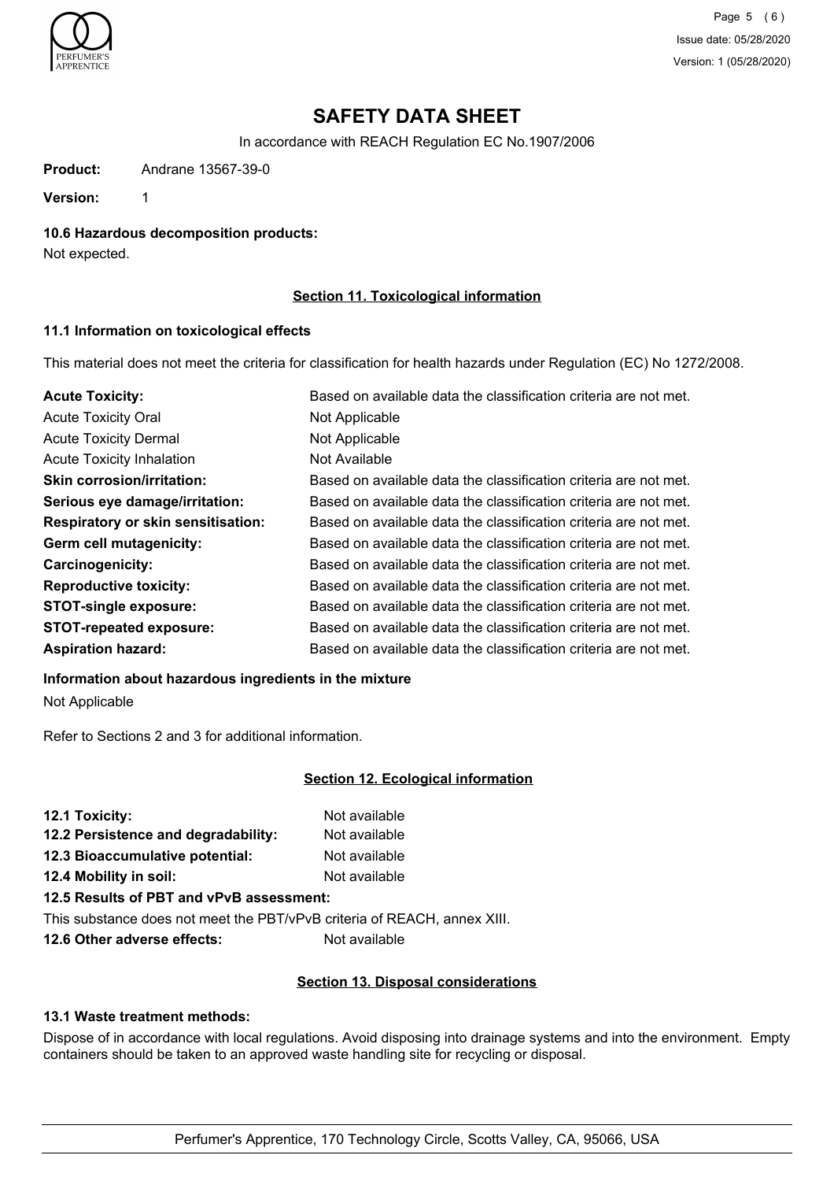# SAFETY DATA SHEET

In accordance with REACH Regulation EC No.1907/2006

**Product:** Andrane 13567-39-0

**Version:** 1

**10.6 Hazardous decomposition products:**

Not expected.

## Section 11. Toxicological information

**11.1 Information on toxicological effects**

This material does not meet the criteria for classification for health hazards under Regulation (EC) No 1272/2008.

| | |
|---|---|
| **Acute Toxicity:** | Based on available data the classification criteria are not met. |
| Acute Toxicity Oral | Not Applicable |
| Acute Toxicity Dermal | Not Applicable |
| Acute Toxicity Inhalation | Not Available |
| **Skin corrosion/irritation:** | Based on available data the classification criteria are not met. |
| **Serious eye damage/irritation:** | Based on available data the classification criteria are not met. |
| **Respiratory or skin sensitisation:** | Based on available data the classification criteria are not met. |
| **Germ cell mutagenicity:** | Based on available data the classification criteria are not met. |
| **Carcinogenicity:** | Based on available data the classification criteria are not met. |
| **Reproductive toxicity:** | Based on available data the classification criteria are not met. |
| **STOT-single exposure:** | Based on available data the classification criteria are not met. |
| **STOT-repeated exposure:** | Based on available data the classification criteria are not met. |
| **Aspiration hazard:** | Based on available data the classification criteria are not met. |

**Information about hazardous ingredients in the mixture**

Not Applicable

Refer to Sections 2 and 3 for additional information.

## Section 12. Ecological information

| | |
|---|---|
| **12.1 Toxicity:** | Not available |
| **12.2 Persistence and degradability:** | Not available |
| **12.3 Bioaccumulative potential:** | Not available |
| **12.4 Mobility in soil:** | Not available |

**12.5 Results of PBT and vPvB assessment:**

This substance does not meet the PBT/vPvB criteria of REACH, annex XIII.

**12.6 Other adverse effects:** Not available

## Section 13. Disposal considerations

**13.1 Waste treatment methods:**

Dispose of in accordance with local regulations. Avoid disposing into drainage systems and into the environment. Empty containers should be taken to an approved waste handling site for recycling or disposal.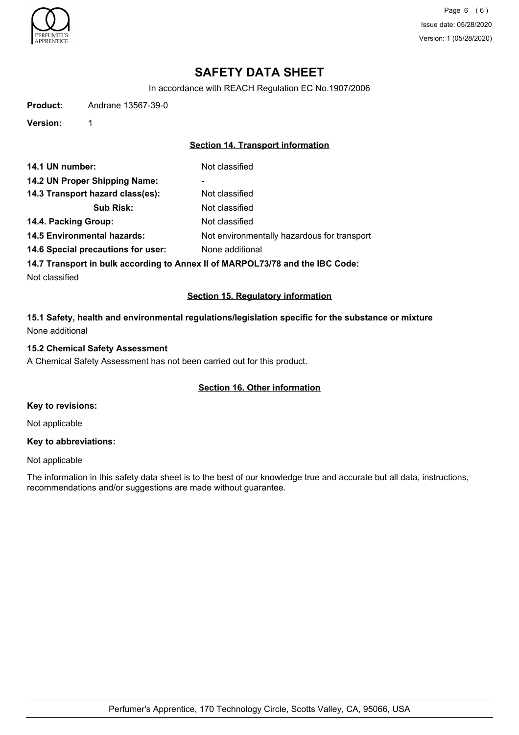# SAFETY DATA SHEET

In accordance with REACH Regulation EC No.1907/2006

**Product:** Andrane 13567-39-0

**Version:** 1

## Section 14. Transport information

| | |
|---|---|
| **14.1 UN number:** | Not classified |
| **14.2 UN Proper Shipping Name:** | - |
| **14.3 Transport hazard class(es):** | Not classified |
| **Sub Risk:** | Not classified |
| **14.4. Packing Group:** | Not classified |
| **14.5 Environmental hazards:** | Not environmentally hazardous for transport |
| **14.6 Special precautions for user:** | None additional |

**14.7 Transport in bulk according to Annex II of MARPOL73/78 and the IBC Code:**

Not classified

## Section 15. Regulatory information

**15.1 Safety, health and environmental regulations/legislation specific for the substance or mixture**

None additional

**15.2 Chemical Safety Assessment**

A Chemical Safety Assessment has not been carried out for this product.

## Section 16. Other information

**Key to revisions:**

Not applicable

**Key to abbreviations:**

Not applicable

The information in this safety data sheet is to the best of our knowledge true and accurate but all data, instructions, recommendations and/or suggestions are made without guarantee.